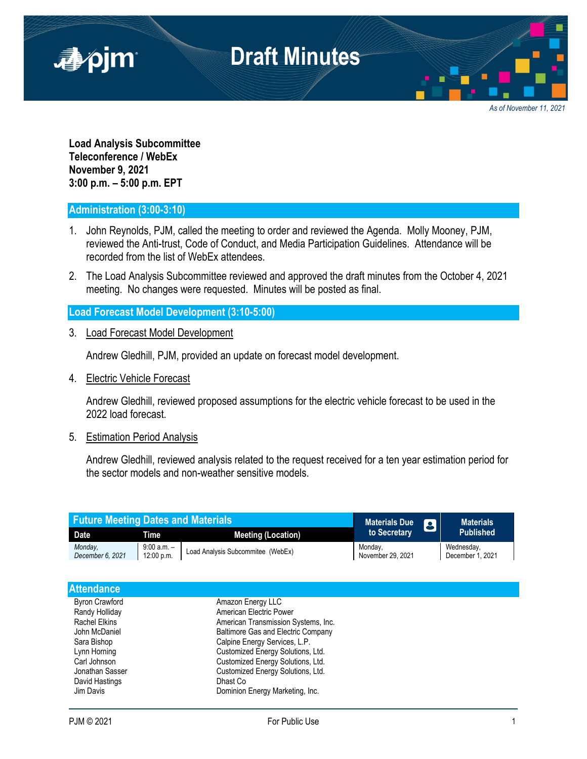# Draft Minutes

*As of November 11, 2021*

**Load Analysis Subcommittee**
**Teleconference / WebEx**
**November 9, 2021**
**3:00 p.m. – 5:00 p.m. EPT**

## Administration (3:00-3:10)

1. John Reynolds, PJM, called the meeting to order and reviewed the Agenda. Molly Mooney, PJM, reviewed the Anti-trust, Code of Conduct, and Media Participation Guidelines. Attendance will be recorded from the list of WebEx attendees.

2. The Load Analysis Subcommittee reviewed and approved the draft minutes from the October 4, 2021 meeting. No changes were requested. Minutes will be posted as final.

## Load Forecast Model Development (3:10-5:00)

3. Load Forecast Model Development

   Andrew Gledhill, PJM, provided an update on forecast model development.

4. Electric Vehicle Forecast

   Andrew Gledhill, reviewed proposed assumptions for the electric vehicle forecast to be used in the 2022 load forecast.

5. Estimation Period Analysis

   Andrew Gledhill, reviewed analysis related to the request received for a ten year estimation period for the sector models and non-weather sensitive models.

| Future Meeting Dates and Materials | | | Materials Due to Secretary | Materials Published |
|---|---|---|---|---|
| **Date** | **Time** | **Meeting (Location)** | | |
| *Monday, December 6, 2021* | 9:00 a.m. – 12:00 p.m. | Load Analysis Subcommitee (WebEx) | Monday, November 29, 2021 | Wednesday, December 1, 2021 |

## Attendance

| | |
|---|---|
| Byron Crawford | Amazon Energy LLC |
| Randy Holliday | American Electric Power |
| Rachel Elkins | American Transmission Systems, Inc. |
| John McDaniel | Baltimore Gas and Electric Company |
| Sara Bishop | Calpine Energy Services, L.P. |
| Lynn Horning | Customized Energy Solutions, Ltd. |
| Carl Johnson | Customized Energy Solutions, Ltd. |
| Jonathan Sasser | Customized Energy Solutions, Ltd. |
| David Hastings | Dhast Co |
| Jim Davis | Dominion Energy Marketing, Inc. |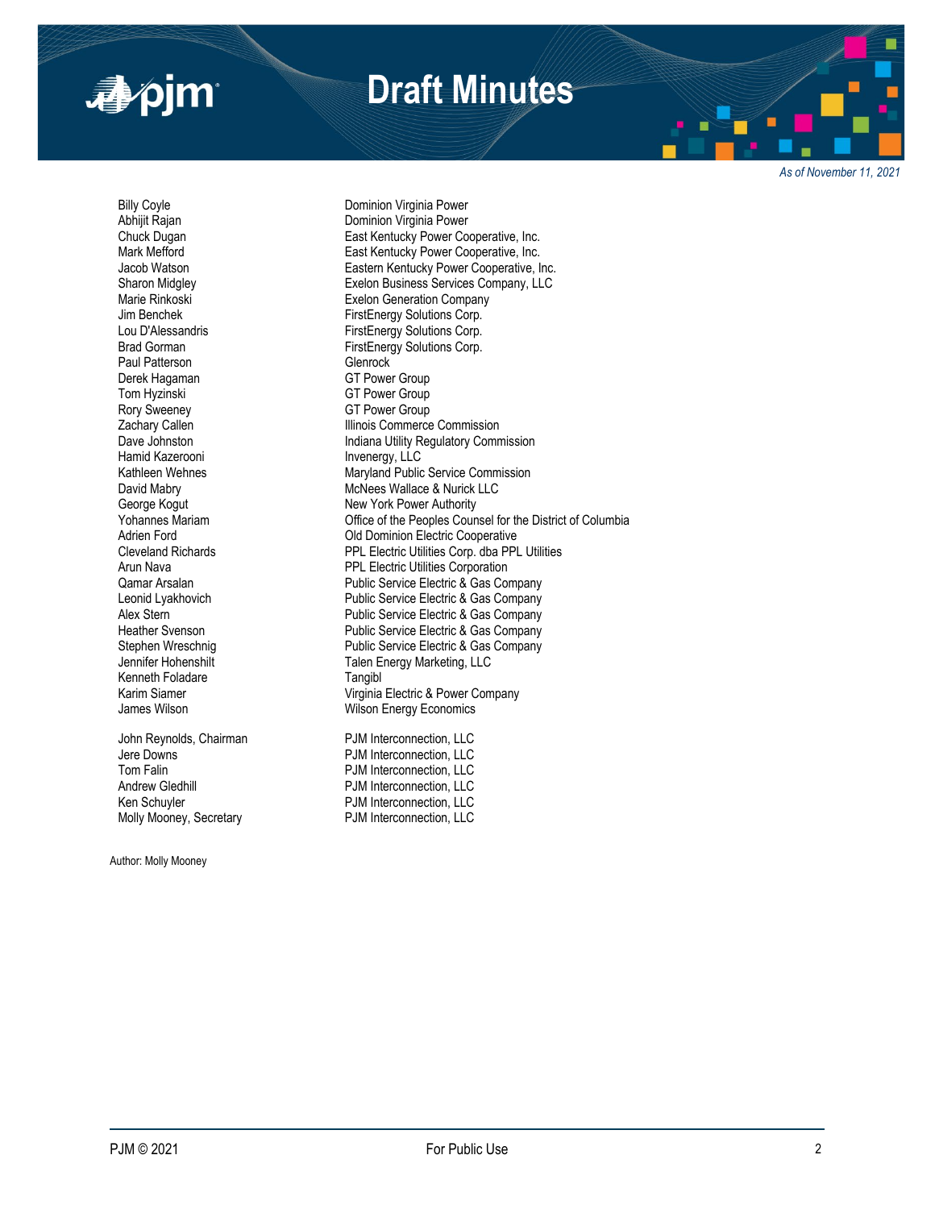| | |
|---|---|
| Billy Coyle | Dominion Virginia Power |
| Abhijit Rajan | Dominion Virginia Power |
| Chuck Dugan | East Kentucky Power Cooperative, Inc. |
| Mark Mefford | East Kentucky Power Cooperative, Inc. |
| Jacob Watson | Eastern Kentucky Power Cooperative, Inc. |
| Sharon Midgley | Exelon Business Services Company, LLC |
| Marie Rinkoski | Exelon Generation Company |
| Jim Benchek | FirstEnergy Solutions Corp. |
| Lou D'Alessandris | FirstEnergy Solutions Corp. |
| Brad Gorman | FirstEnergy Solutions Corp. |
| Paul Patterson | Glenrock |
| Derek Hagaman | GT Power Group |
| Tom Hyzinski | GT Power Group |
| Rory Sweeney | GT Power Group |
| Zachary Callen | Illinois Commerce Commission |
| Dave Johnston | Indiana Utility Regulatory Commission |
| Hamid Kazerooni | Invenergy, LLC |
| Kathleen Wehnes | Maryland Public Service Commission |
| David Mabry | McNees Wallace & Nurick LLC |
| George Kogut | New York Power Authority |
| Yohannes Mariam | Office of the Peoples Counsel for the District of Columbia |
| Adrien Ford | Old Dominion Electric Cooperative |
| Cleveland Richards | PPL Electric Utilities Corp. dba PPL Utilities |
| Arun Nava | PPL Electric Utilities Corporation |
| Qamar Arsalan | Public Service Electric & Gas Company |
| Leonid Lyakhovich | Public Service Electric & Gas Company |
| Alex Stern | Public Service Electric & Gas Company |
| Heather Svenson | Public Service Electric & Gas Company |
| Stephen Wreschnig | Public Service Electric & Gas Company |
| Jennifer Hohenshilt | Talen Energy Marketing, LLC |
| Kenneth Foladare | Tangibl |
| Karim Siamer | Virginia Electric & Power Company |
| James Wilson | Wilson Energy Economics |
| | |
| John Reynolds, Chairman | PJM Interconnection, LLC |
| Jere Downs | PJM Interconnection, LLC |
| Tom Falin | PJM Interconnection, LLC |
| Andrew Gledhill | PJM Interconnection, LLC |
| Ken Schuyler | PJM Interconnection, LLC |
| Molly Mooney, Secretary | PJM Interconnection, LLC |

Author: Molly Mooney